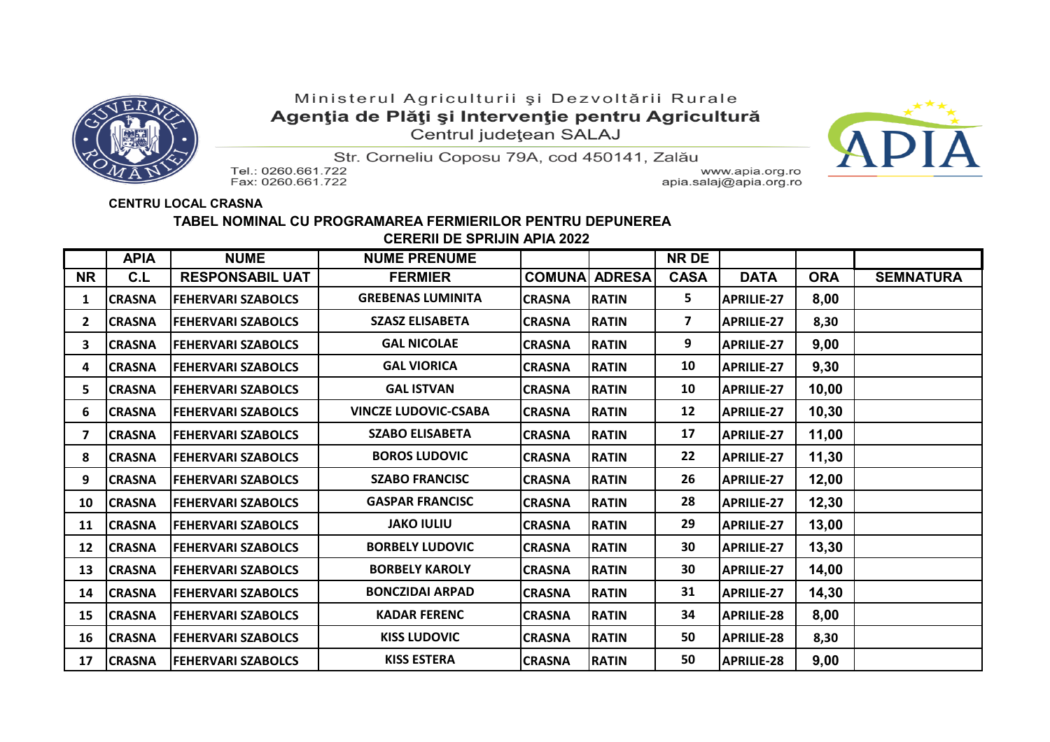Ministerul Agriculturii şi Dezvoltării Rurale

**Agenţia de Plăţi şi Intervenţie pentru Agricultură**

Centrul judeţean SALAJ

Str. Corneliu Coposu 79A, cod 450141, Zalău

Tel.: 0260.661.722
Fax: 0260.661.722

www.apia.org.ro
apia.salaj@apia.org.ro

**CENTRU LOCAL CRASNA**

**TABEL NOMINAL CU PROGRAMAREA FERMIERILOR PENTRU DEPUNEREA CERERII DE SPRIJIN APIA 2022**

| NR | APIA C.L | NUME RESPONSABIL UAT | NUME PRENUME FERMIER | COMUNA | ADRESA | NR DE CASA | DATA | ORA | SEMNATURA |
|---|---|---|---|---|---|---|---|---|---|
| 1 | CRASNA | FEHERVARI SZABOLCS | GREBENAS LUMINITA | CRASNA | RATIN | 5 | APRILIE-27 | 8,00 | |
| 2 | CRASNA | FEHERVARI SZABOLCS | SZASZ ELISABETA | CRASNA | RATIN | 7 | APRILIE-27 | 8,30 | |
| 3 | CRASNA | FEHERVARI SZABOLCS | GAL NICOLAE | CRASNA | RATIN | 9 | APRILIE-27 | 9,00 | |
| 4 | CRASNA | FEHERVARI SZABOLCS | GAL VIORICA | CRASNA | RATIN | 10 | APRILIE-27 | 9,30 | |
| 5 | CRASNA | FEHERVARI SZABOLCS | GAL ISTVAN | CRASNA | RATIN | 10 | APRILIE-27 | 10,00 | |
| 6 | CRASNA | FEHERVARI SZABOLCS | VINCZE LUDOVIC-CSABA | CRASNA | RATIN | 12 | APRILIE-27 | 10,30 | |
| 7 | CRASNA | FEHERVARI SZABOLCS | SZABO ELISABETA | CRASNA | RATIN | 17 | APRILIE-27 | 11,00 | |
| 8 | CRASNA | FEHERVARI SZABOLCS | BOROS LUDOVIC | CRASNA | RATIN | 22 | APRILIE-27 | 11,30 | |
| 9 | CRASNA | FEHERVARI SZABOLCS | SZABO FRANCISC | CRASNA | RATIN | 26 | APRILIE-27 | 12,00 | |
| 10 | CRASNA | FEHERVARI SZABOLCS | GASPAR FRANCISC | CRASNA | RATIN | 28 | APRILIE-27 | 12,30 | |
| 11 | CRASNA | FEHERVARI SZABOLCS | JAKO IULIU | CRASNA | RATIN | 29 | APRILIE-27 | 13,00 | |
| 12 | CRASNA | FEHERVARI SZABOLCS | BORBELY LUDOVIC | CRASNA | RATIN | 30 | APRILIE-27 | 13,30 | |
| 13 | CRASNA | FEHERVARI SZABOLCS | BORBELY KAROLY | CRASNA | RATIN | 30 | APRILIE-27 | 14,00 | |
| 14 | CRASNA | FEHERVARI SZABOLCS | BONCZIDAI ARPAD | CRASNA | RATIN | 31 | APRILIE-27 | 14,30 | |
| 15 | CRASNA | FEHERVARI SZABOLCS | KADAR FERENC | CRASNA | RATIN | 34 | APRILIE-28 | 8,00 | |
| 16 | CRASNA | FEHERVARI SZABOLCS | KISS LUDOVIC | CRASNA | RATIN | 50 | APRILIE-28 | 8,30 | |
| 17 | CRASNA | FEHERVARI SZABOLCS | KISS ESTERA | CRASNA | RATIN | 50 | APRILIE-28 | 9,00 | |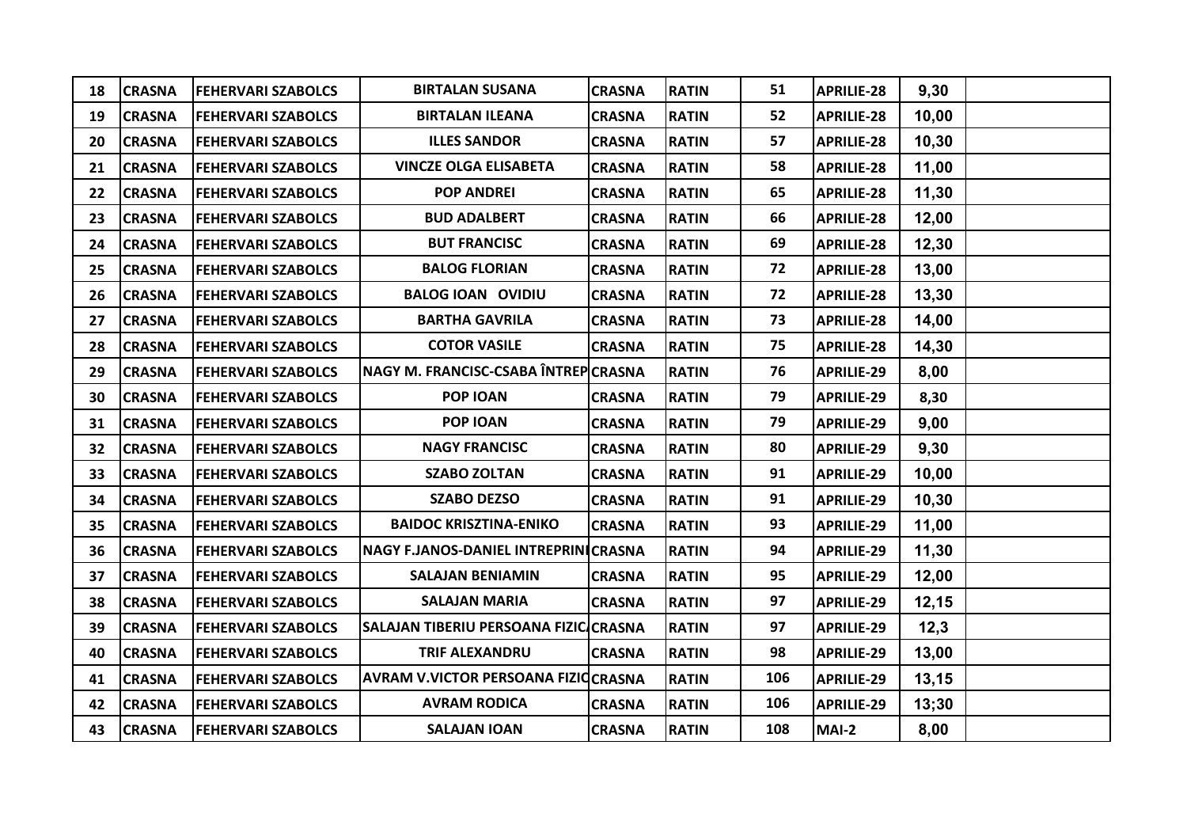| | | | | | | | | | |
|---|---|---|---|---|---|---|---|---|---|
| 18 | CRASNA | FEHERVARI SZABOLCS | BIRTALAN SUSANA | CRASNA | RATIN | 51 | APRILIE-28 | 9,30 | |
| 19 | CRASNA | FEHERVARI SZABOLCS | BIRTALAN ILEANA | CRASNA | RATIN | 52 | APRILIE-28 | 10,00 | |
| 20 | CRASNA | FEHERVARI SZABOLCS | ILLES SANDOR | CRASNA | RATIN | 57 | APRILIE-28 | 10,30 | |
| 21 | CRASNA | FEHERVARI SZABOLCS | VINCZE OLGA ELISABETA | CRASNA | RATIN | 58 | APRILIE-28 | 11,00 | |
| 22 | CRASNA | FEHERVARI SZABOLCS | POP ANDREI | CRASNA | RATIN | 65 | APRILIE-28 | 11,30 | |
| 23 | CRASNA | FEHERVARI SZABOLCS | BUD ADALBERT | CRASNA | RATIN | 66 | APRILIE-28 | 12,00 | |
| 24 | CRASNA | FEHERVARI SZABOLCS | BUT FRANCISC | CRASNA | RATIN | 69 | APRILIE-28 | 12,30 | |
| 25 | CRASNA | FEHERVARI SZABOLCS | BALOG FLORIAN | CRASNA | RATIN | 72 | APRILIE-28 | 13,00 | |
| 26 | CRASNA | FEHERVARI SZABOLCS | BALOG IOAN OVIDIU | CRASNA | RATIN | 72 | APRILIE-28 | 13,30 | |
| 27 | CRASNA | FEHERVARI SZABOLCS | BARTHA GAVRILA | CRASNA | RATIN | 73 | APRILIE-28 | 14,00 | |
| 28 | CRASNA | FEHERVARI SZABOLCS | COTOR VASILE | CRASNA | RATIN | 75 | APRILIE-28 | 14,30 | |
| 29 | CRASNA | FEHERVARI SZABOLCS | NAGY M. FRANCISC-CSABA ÎNTREP | CRASNA | RATIN | 76 | APRILIE-29 | 8,00 | |
| 30 | CRASNA | FEHERVARI SZABOLCS | POP IOAN | CRASNA | RATIN | 79 | APRILIE-29 | 8,30 | |
| 31 | CRASNA | FEHERVARI SZABOLCS | POP IOAN | CRASNA | RATIN | 79 | APRILIE-29 | 9,00 | |
| 32 | CRASNA | FEHERVARI SZABOLCS | NAGY FRANCISC | CRASNA | RATIN | 80 | APRILIE-29 | 9,30 | |
| 33 | CRASNA | FEHERVARI SZABOLCS | SZABO ZOLTAN | CRASNA | RATIN | 91 | APRILIE-29 | 10,00 | |
| 34 | CRASNA | FEHERVARI SZABOLCS | SZABO DEZSO | CRASNA | RATIN | 91 | APRILIE-29 | 10,30 | |
| 35 | CRASNA | FEHERVARI SZABOLCS | BAIDOC KRISZTINA-ENIKO | CRASNA | RATIN | 93 | APRILIE-29 | 11,00 | |
| 36 | CRASNA | FEHERVARI SZABOLCS | NAGY F.JANOS-DANIEL INTREPRINI | CRASNA | RATIN | 94 | APRILIE-29 | 11,30 | |
| 37 | CRASNA | FEHERVARI SZABOLCS | SALAJAN BENIAMIN | CRASNA | RATIN | 95 | APRILIE-29 | 12,00 | |
| 38 | CRASNA | FEHERVARI SZABOLCS | SALAJAN MARIA | CRASNA | RATIN | 97 | APRILIE-29 | 12,15 | |
| 39 | CRASNA | FEHERVARI SZABOLCS | SALAJAN TIBERIU PERSOANA FIZIC | CRASNA | RATIN | 97 | APRILIE-29 | 12,3 | |
| 40 | CRASNA | FEHERVARI SZABOLCS | TRIF ALEXANDRU | CRASNA | RATIN | 98 | APRILIE-29 | 13,00 | |
| 41 | CRASNA | FEHERVARI SZABOLCS | AVRAM V.VICTOR PERSOANA FIZIC | CRASNA | RATIN | 106 | APRILIE-29 | 13,15 | |
| 42 | CRASNA | FEHERVARI SZABOLCS | AVRAM RODICA | CRASNA | RATIN | 106 | APRILIE-29 | 13;30 | |
| 43 | CRASNA | FEHERVARI SZABOLCS | SALAJAN IOAN | CRASNA | RATIN | 108 | MAI-2 | 8,00 | |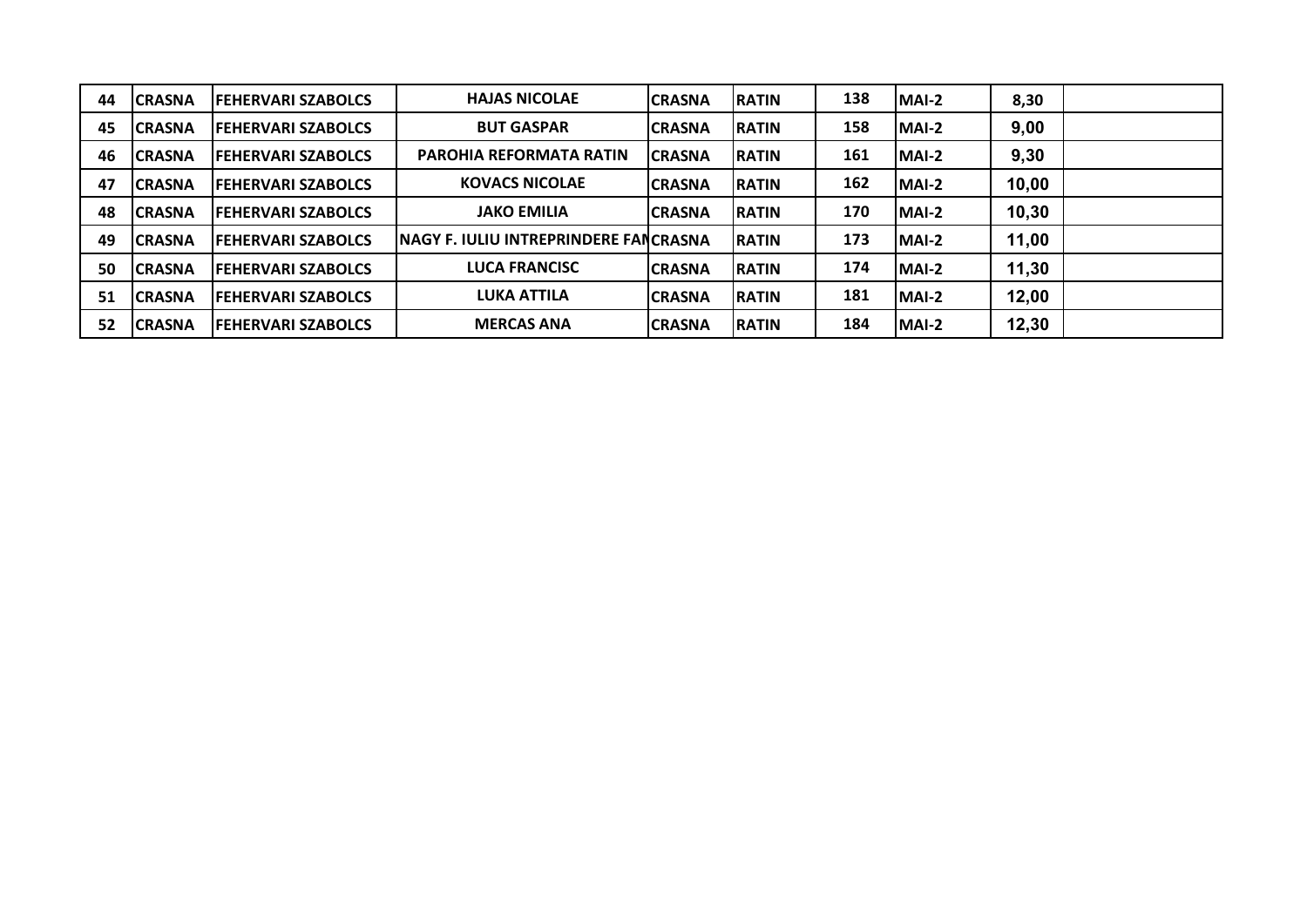| | | | | | | | | | |
|---|---|---|---|---|---|---|---|---|---|
| 44 | CRASNA | FEHERVARI SZABOLCS | HAJAS NICOLAE | CRASNA | RATIN | 138 | MAI-2 | 8,30 | |
| 45 | CRASNA | FEHERVARI SZABOLCS | BUT GASPAR | CRASNA | RATIN | 158 | MAI-2 | 9,00 | |
| 46 | CRASNA | FEHERVARI SZABOLCS | PAROHIA REFORMATA RATIN | CRASNA | RATIN | 161 | MAI-2 | 9,30 | |
| 47 | CRASNA | FEHERVARI SZABOLCS | KOVACS NICOLAE | CRASNA | RATIN | 162 | MAI-2 | 10,00 | |
| 48 | CRASNA | FEHERVARI SZABOLCS | JAKO EMILIA | CRASNA | RATIN | 170 | MAI-2 | 10,30 | |
| 49 | CRASNA | FEHERVARI SZABOLCS | NAGY F. IULIU INTREPRINDERE FAM | CRASNA | RATIN | 173 | MAI-2 | 11,00 | |
| 50 | CRASNA | FEHERVARI SZABOLCS | LUCA FRANCISC | CRASNA | RATIN | 174 | MAI-2 | 11,30 | |
| 51 | CRASNA | FEHERVARI SZABOLCS | LUKA ATTILA | CRASNA | RATIN | 181 | MAI-2 | 12,00 | |
| 52 | CRASNA | FEHERVARI SZABOLCS | MERCAS ANA | CRASNA | RATIN | 184 | MAI-2 | 12,30 | |